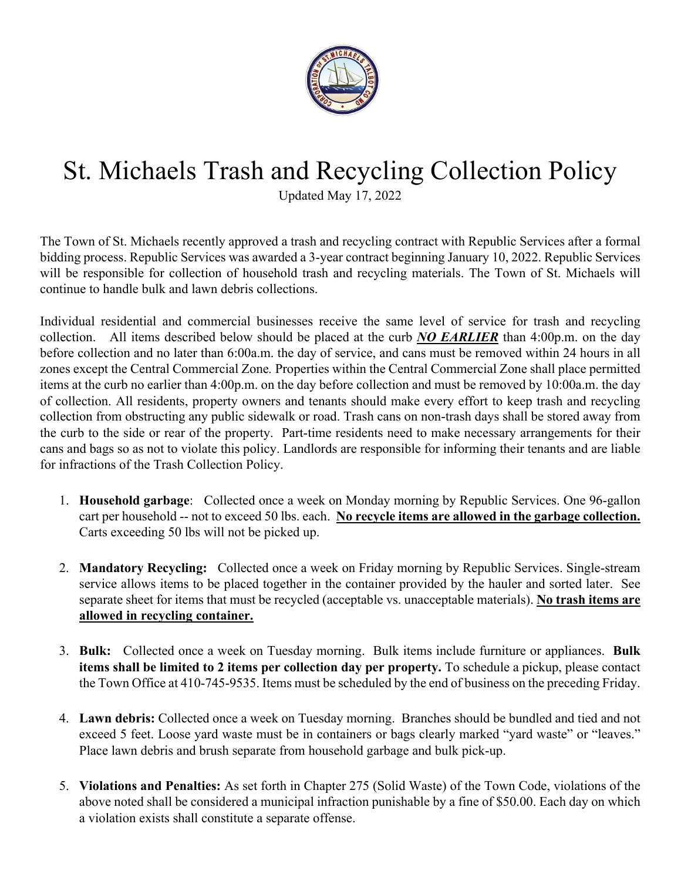# St. Michaels Trash and Recycling Collection Policy

Updated May 17, 2022

The Town of St. Michaels recently approved a trash and recycling contract with Republic Services after a formal bidding process. Republic Services was awarded a 3-year contract beginning January 10, 2022. Republic Services will be responsible for collection of household trash and recycling materials. The Town of St. Michaels will continue to handle bulk and lawn debris collections.

Individual residential and commercial businesses receive the same level of service for trash and recycling collection. All items described below should be placed at the curb ***NO EARLIER*** than 4:00p.m. on the day before collection and no later than 6:00a.m. the day of service, and cans must be removed within 24 hours in all zones except the Central Commercial Zone. Properties within the Central Commercial Zone shall place permitted items at the curb no earlier than 4:00p.m. on the day before collection and must be removed by 10:00a.m. the day of collection. All residents, property owners and tenants should make every effort to keep trash and recycling collection from obstructing any public sidewalk or road. Trash cans on non-trash days shall be stored away from the curb to the side or rear of the property. Part-time residents need to make necessary arrangements for their cans and bags so as not to violate this policy. Landlords are responsible for informing their tenants and are liable for infractions of the Trash Collection Policy.

1. **Household garbage**: Collected once a week on Monday morning by Republic Services. One 96-gallon cart per household -- not to exceed 50 lbs. each. **No recycle items are allowed in the garbage collection.** Carts exceeding 50 lbs will not be picked up.

2. **Mandatory Recycling:** Collected once a week on Friday morning by Republic Services. Single-stream service allows items to be placed together in the container provided by the hauler and sorted later. See separate sheet for items that must be recycled (acceptable vs. unacceptable materials). **No trash items are allowed in recycling container.**

3. **Bulk:** Collected once a week on Tuesday morning. Bulk items include furniture or appliances. **Bulk items shall be limited to 2 items per collection day per property.** To schedule a pickup, please contact the Town Office at 410-745-9535. Items must be scheduled by the end of business on the preceding Friday.

4. **Lawn debris:** Collected once a week on Tuesday morning. Branches should be bundled and tied and not exceed 5 feet. Loose yard waste must be in containers or bags clearly marked "yard waste" or "leaves." Place lawn debris and brush separate from household garbage and bulk pick-up.

5. **Violations and Penalties:** As set forth in Chapter 275 (Solid Waste) of the Town Code, violations of the above noted shall be considered a municipal infraction punishable by a fine of $50.00. Each day on which a violation exists shall constitute a separate offense.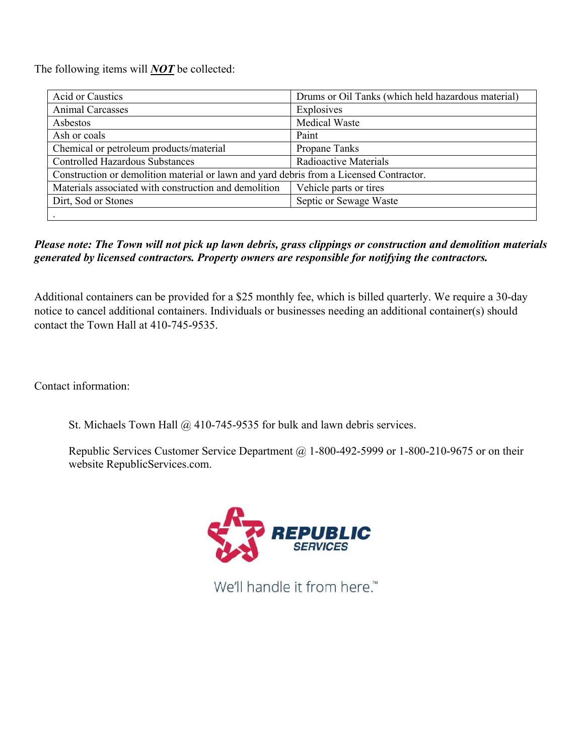The following items will ***NOT*** be collected:

| | |
|---|---|
| Acid or Caustics | Drums or Oil Tanks (which held hazardous material) |
| Animal Carcasses | Explosives |
| Asbestos | Medical Waste |
| Ash or coals | Paint |
| Chemical or petroleum products/material | Propane Tanks |
| Controlled Hazardous Substances | Radioactive Materials |
| Construction or demolition material or lawn and yard debris from a Licensed Contractor. | |
| Materials associated with construction and demolition | Vehicle parts or tires |
| Dirt, Sod or Stones | Septic or Sewage Waste |
| . | |

***Please note: The Town will not pick up lawn debris, grass clippings or construction and demolition materials generated by licensed contractors. Property owners are responsible for notifying the contractors.***

Additional containers can be provided for a $25 monthly fee, which is billed quarterly. We require a 30-day notice to cancel additional containers. Individuals or businesses needing an additional container(s) should contact the Town Hall at 410-745-9535.

Contact information:

St. Michaels Town Hall @ 410-745-9535 for bulk and lawn debris services.

Republic Services Customer Service Department @ 1-800-492-5999 or 1-800-210-9675 or on their website RepublicServices.com.

REPUBLIC SERVICES

We'll handle it from here.™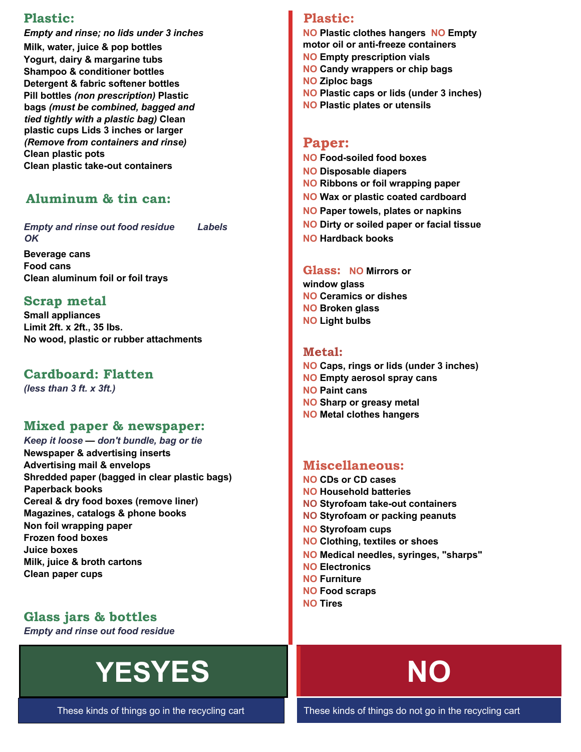## Plastic:

*Empty and rinse; no lids under 3 inches*

**Milk, water, juice & pop bottles**
**Yogurt, dairy & margarine tubs**
**Shampoo & conditioner bottles**
**Detergent & fabric softener bottles**
**Pill bottles *(non prescription)* Plastic bags *(must be combined, bagged and tied tightly with a plastic bag)* Clean plastic cups Lids 3 inches or larger *(Remove from containers and rinse)***
**Clean plastic pots**
**Clean plastic take-out containers**

## Aluminum & tin can:

*Empty and rinse out food residue Labels OK*

**Beverage cans**
**Food cans**
**Clean aluminum foil or foil trays**

## Scrap metal

**Small appliances**
**Limit 2ft. x 2ft., 35 lbs.**
**No wood, plastic or rubber attachments**

## Cardboard: Flatten

*(less than 3 ft. x 3ft.)*

## Mixed paper & newspaper:

*Keep it loose — don't bundle, bag or tie*

**Newspaper & advertising inserts**
**Advertising mail & envelops**
**Shredded paper (bagged in clear plastic bags)**
**Paperback books**
**Cereal & dry food boxes (remove liner)**
**Magazines, catalogs & phone books**
**Non foil wrapping paper**
**Frozen food boxes**
**Juice boxes**
**Milk, juice & broth cartons**
**Clean paper cups**

## Glass jars & bottles

*Empty and rinse out food residue*

# YESYES

These kinds of things go in the recycling cart

## Plastic:

**NO Plastic clothes hangers NO Empty motor oil or anti-freeze containers**
**NO Empty prescription vials**
**NO Candy wrappers or chip bags**
**NO Ziploc bags**
**NO Plastic caps or lids (under 3 inches)**
**NO Plastic plates or utensils**

## Paper:

**NO Food-soiled food boxes**
**NO Disposable diapers**
**NO Ribbons or foil wrapping paper**
**NO Wax or plastic coated cardboard**
**NO Paper towels, plates or napkins**
**NO Dirty or soiled paper or facial tissue**
**NO Hardback books**

## Glass:

**NO Mirrors or window glass**
**NO Ceramics or dishes**
**NO Broken glass**
**NO Light bulbs**

## Metal:

**NO Caps, rings or lids (under 3 inches)**
**NO Empty aerosol spray cans**
**NO Paint cans**
**NO Sharp or greasy metal**
**NO Metal clothes hangers**

## Miscellaneous:

**NO CDs or CD cases**
**NO Household batteries**
**NO Styrofoam take-out containers**
**NO Styrofoam or packing peanuts**
**NO Styrofoam cups**
**NO Clothing, textiles or shoes**
**NO Medical needles, syringes, "sharps"**
**NO Electronics**
**NO Furniture**
**NO Food scraps**
**NO Tires**

# NO

These kinds of things do not go in the recycling cart